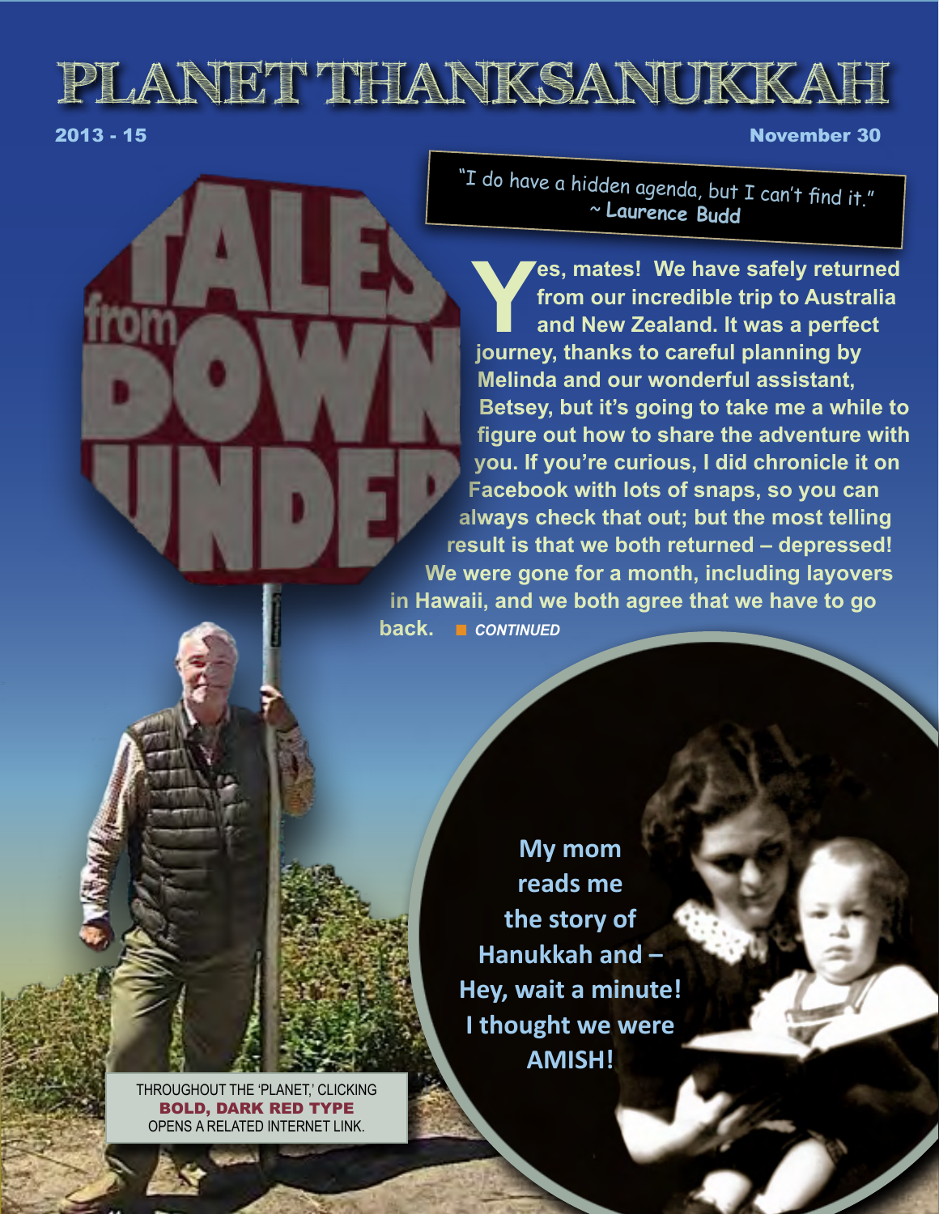# PLANET THANKSANUKKAH

2013 - 15

November 30

"I do have a hidden agenda, but I can't find it."
~ **Laurence Budd**

TALES from DOWN UNDER

**Yes, mates! We have safely returned from our incredible trip to Australia and New Zealand. It was a perfect journey, thanks to careful planning by Melinda and our wonderful assistant, Betsey, but it's going to take me a while to figure out how to share the adventure with you. If you're curious, I did chronicle it on Facebook with lots of snaps, so you can always check that out; but the most telling result is that we both returned – depressed! We were gone for a month, including layovers in Hawaii, and we both agree that we have to go back.** ■ ***CONTINUED***

**My mom reads me the story of Hanukkah and – Hey, wait a minute! I thought we were AMISH!**

THROUGHOUT THE 'PLANET,' CLICKING **BOLD, DARK RED TYPE** OPENS A RELATED INTERNET LINK.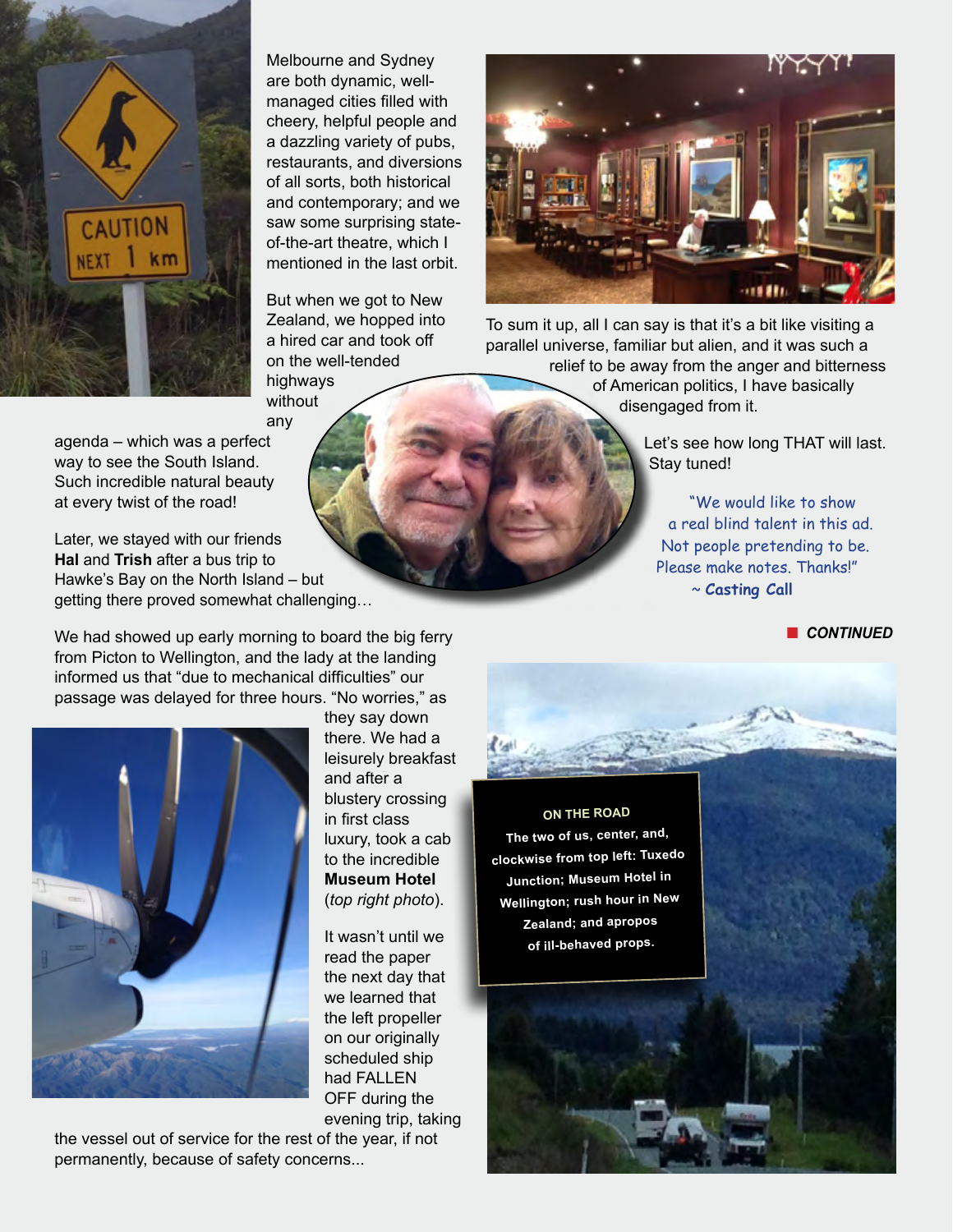Melbourne and Sydney are both dynamic, well-managed cities filled with cheery, helpful people and a dazzling variety of pubs, restaurants, and diversions of all sorts, both historical and contemporary; and we saw some surprising state-of-the-art theatre, which I mentioned in the last orbit.

But when we got to New Zealand, we hopped into a hired car and took off on the well-tended highways without any agenda – which was a perfect way to see the South Island. Such incredible natural beauty at every twist of the road!

Later, we stayed with our friends **Hal** and **Trish** after a bus trip to Hawke's Bay on the North Island – but getting there proved somewhat challenging…

We had showed up early morning to board the big ferry from Picton to Wellington, and the lady at the landing informed us that "due to mechanical difficulties" our passage was delayed for three hours. "No worries," as they say down there. We had a leisurely breakfast and after a blustery crossing in first class luxury, took a cab to the incredible **Museum Hotel** (*top right photo*).

It wasn't until we read the paper the next day that we learned that the left propeller on our originally scheduled ship had FALLEN OFF during the evening trip, taking the vessel out of service for the rest of the year, if not permanently, because of safety concerns...

To sum it up, all I can say is that it's a bit like visiting a parallel universe, familiar but alien, and it was such a relief to be away from the anger and bitterness of American politics, I have basically disengaged from it.

Let's see how long THAT will last. Stay tuned!

"We would like to show a real blind talent in this ad. Not people pretending to be. Please make notes. Thanks!"
~ **Casting Call**

■ ***CONTINUED***

**ON THE ROAD**
**The two of us, center, and, clockwise from top left: Tuxedo Junction; Museum Hotel in Wellington; rush hour in New Zealand; and apropos of ill-behaved props.**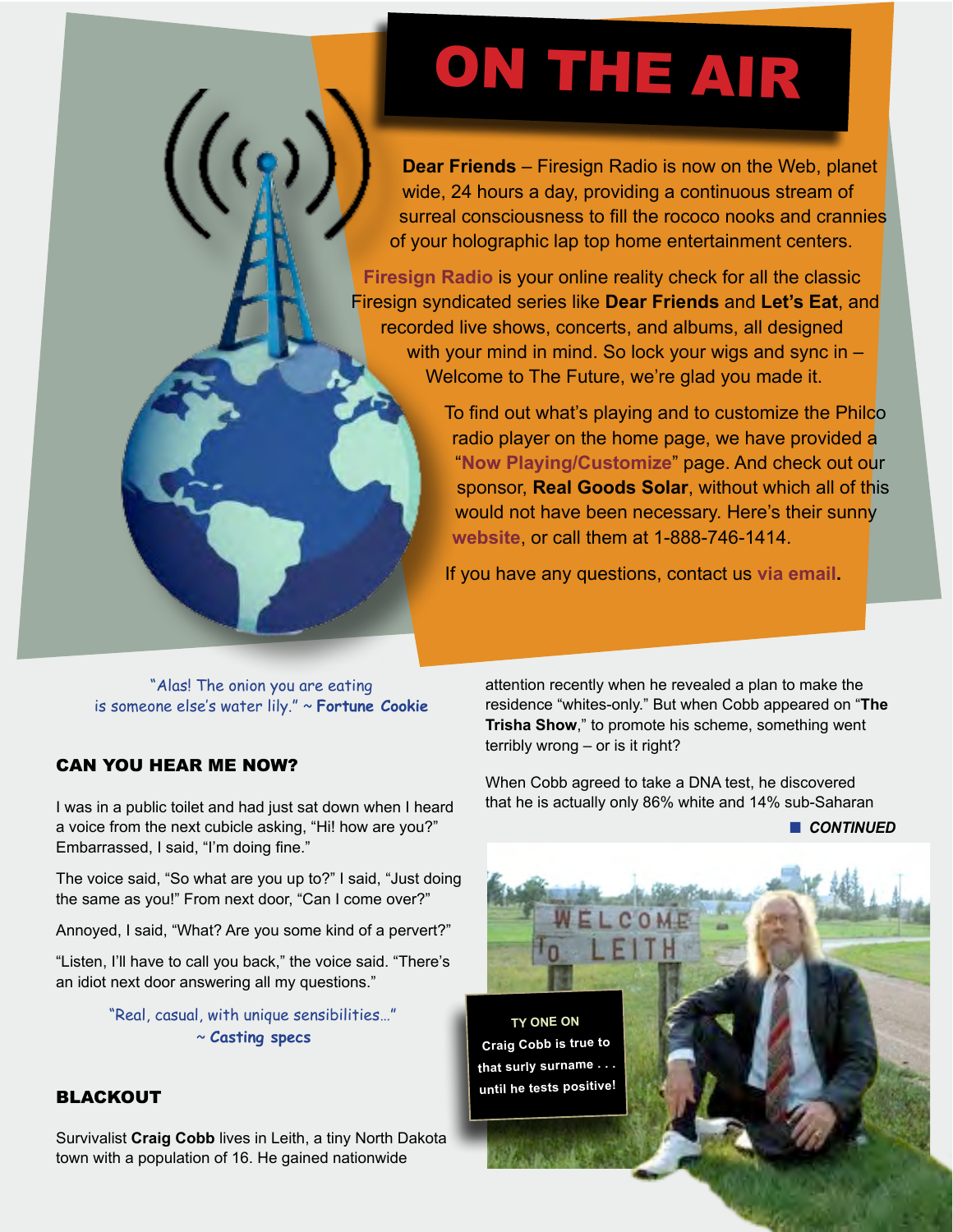# ON THE AIR

**Dear Friends** – Firesign Radio is now on the Web, planet wide, 24 hours a day, providing a continuous stream of surreal consciousness to fill the rococo nooks and crannies of your holographic lap top home entertainment centers.

**Firesign Radio** is your online reality check for all the classic Firesign syndicated series like **Dear Friends** and **Let's Eat**, and recorded live shows, concerts, and albums, all designed with your mind in mind. So lock your wigs and sync in – Welcome to The Future, we're glad you made it.

To find out what's playing and to customize the Philco radio player on the home page, we have provided a "**Now Playing/Customize**" page. And check out our sponsor, **Real Goods Solar**, without which all of this would not have been necessary. Here's their sunny **website**, or call them at 1-888-746-1414.

If you have any questions, contact us **via email.**

"Alas! The onion you are eating is someone else's water lily." ~ **Fortune Cookie**

## CAN YOU HEAR ME NOW?

I was in a public toilet and had just sat down when I heard a voice from the next cubicle asking, "Hi! how are you?" Embarrassed, I said, "I'm doing fine."

The voice said, "So what are you up to?" I said, "Just doing the same as you!" From next door, "Can I come over?"

Annoyed, I said, "What? Are you some kind of a pervert?"

"Listen, I'll have to call you back," the voice said. "There's an idiot next door answering all my questions."

"Real, casual, with unique sensibilities..." ~ **Casting specs**

## BLACKOUT

Survivalist **Craig Cobb** lives in Leith, a tiny North Dakota town with a population of 16. He gained nationwide attention recently when he revealed a plan to make the residence "whites-only." But when Cobb appeared on "**The Trisha Show**," to promote his scheme, something went terribly wrong – or is it right?

When Cobb agreed to take a DNA test, he discovered that he is actually only 86% white and 14% sub-Saharan

■ ***CONTINUED***

**TY ONE ON**
**Craig Cobb is true to that surly surname . . . until he tests positive!**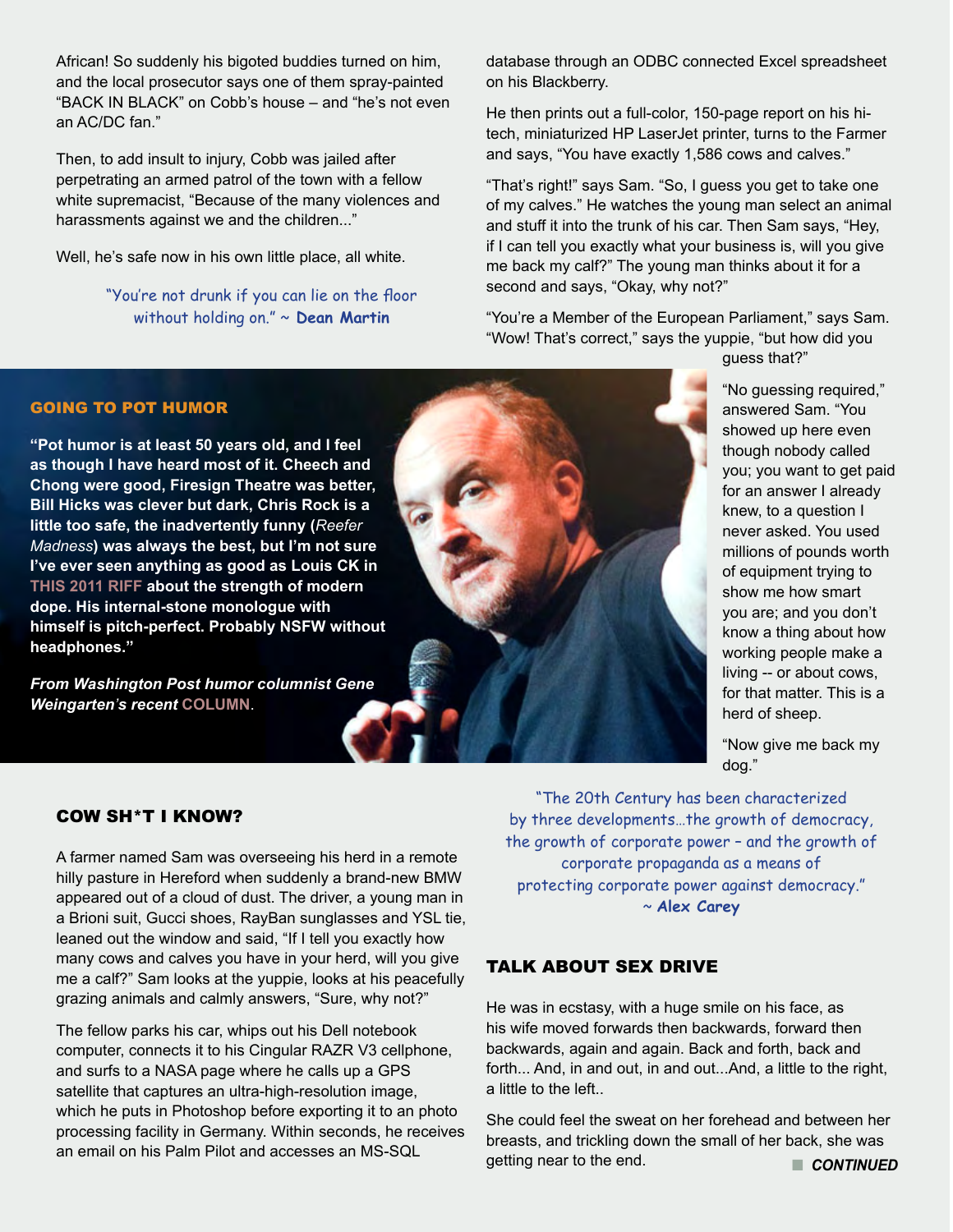African! So suddenly his bigoted buddies turned on him, and the local prosecutor says one of them spray-painted "BACK IN BLACK" on Cobb's house – and "he's not even an AC/DC fan."

Then, to add insult to injury, Cobb was jailed after perpetrating an armed patrol of the town with a fellow white supremacist, "Because of the many violences and harassments against we and the children..."

Well, he's safe now in his own little place, all white.

"You're not drunk if you can lie on the floor without holding on." ~ **Dean Martin**

## GOING TO POT HUMOR

**"Pot humor is at least 50 years old, and I feel as though I have heard most of it. Cheech and Chong were good, Firesign Theatre was better, Bill Hicks was clever but dark, Chris Rock is a little too safe, the inadvertently funny (*Reefer Madness*) was always the best, but I'm not sure I've ever seen anything as good as Louis CK in THIS 2011 RIFF about the strength of modern dope. His internal-stone monologue with himself is pitch-perfect. Probably NSFW without headphones."**

***From Washington Post humor columnist Gene Weingarten's recent* COLUMN.**

## COW SH*T I KNOW?

A farmer named Sam was overseeing his herd in a remote hilly pasture in Hereford when suddenly a brand-new BMW appeared out of a cloud of dust. The driver, a young man in a Brioni suit, Gucci shoes, RayBan sunglasses and YSL tie, leaned out the window and said, "If I tell you exactly how many cows and calves you have in your herd, will you give me a calf?" Sam looks at the yuppie, looks at his peacefully grazing animals and calmly answers, "Sure, why not?"

The fellow parks his car, whips out his Dell notebook computer, connects it to his Cingular RAZR V3 cellphone, and surfs to a NASA page where he calls up a GPS satellite that captures an ultra-high-resolution image, which he puts in Photoshop before exporting it to an photo processing facility in Germany. Within seconds, he receives an email on his Palm Pilot and accesses an MS-SQL database through an ODBC connected Excel spreadsheet on his Blackberry.

He then prints out a full-color, 150-page report on his hi-tech, miniaturized HP LaserJet printer, turns to the Farmer and says, "You have exactly 1,586 cows and calves."

"That's right!" says Sam. "So, I guess you get to take one of my calves." He watches the young man select an animal and stuff it into the trunk of his car. Then Sam says, "Hey, if I can tell you exactly what your business is, will you give me back my calf?" The young man thinks about it for a second and says, "Okay, why not?"

"You're a Member of the European Parliament," says Sam. "Wow! That's correct," says the yuppie, "but how did you guess that?"

"No guessing required," answered Sam. "You showed up here even though nobody called you; you want to get paid for an answer I already knew, to a question I never asked. You used millions of pounds worth of equipment trying to show me how smart you are; and you don't know a thing about how working people make a living -- or about cows, for that matter. This is a herd of sheep.

"Now give me back my dog."

"The 20th Century has been characterized by three developments…the growth of democracy, the growth of corporate power – and the growth of corporate propaganda as a means of protecting corporate power against democracy." ~ **Alex Carey**

## TALK ABOUT SEX DRIVE

He was in ecstasy, with a huge smile on his face, as his wife moved forwards then backwards, forward then backwards, again and again. Back and forth, back and forth... And, in and out, in and out...And, a little to the right, a little to the left..

She could feel the sweat on her forehead and between her breasts, and trickling down the small of her back, she was getting near to the end.

***CONTINUED***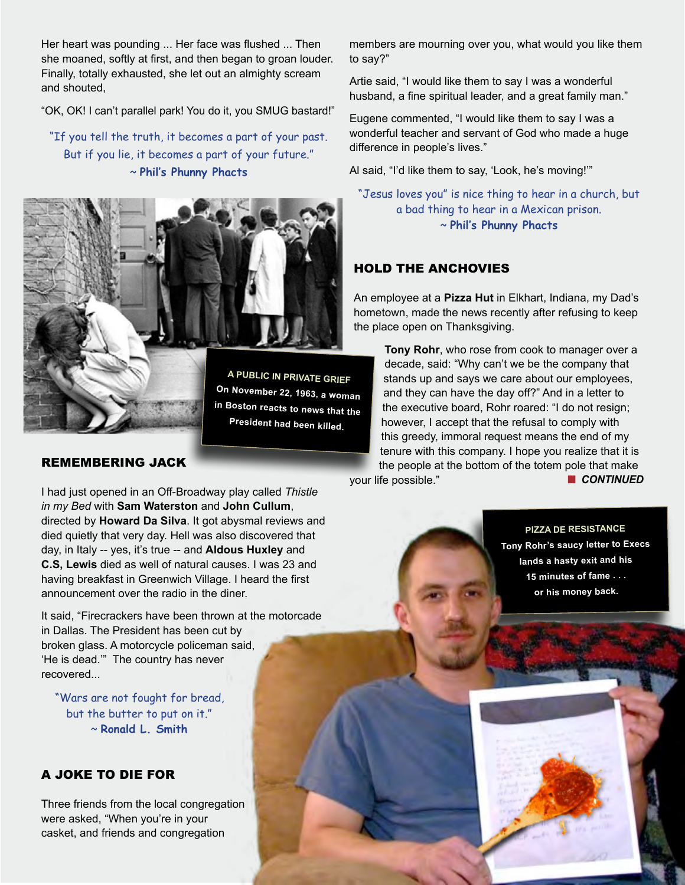Her heart was pounding ... Her face was flushed ... Then she moaned, softly at first, and then began to groan louder. Finally, totally exhausted, she let out an almighty scream and shouted,

"OK, OK! I can't parallel park! You do it, you SMUG bastard!"

> "If you tell the truth, it becomes a part of your past. But if you lie, it becomes a part of your future."
> ~ **Phil's Phunny Phacts**

**A PUBLIC IN PRIVATE GRIEF**
On November 22, 1963, a woman in Boston reacts to news that the President had been killed.

## REMEMBERING JACK

I had just opened in an Off-Broadway play called *Thistle in my Bed* with **Sam Waterston** and **John Cullum**, directed by **Howard Da Silva**. It got abysmal reviews and died quietly that very day. Hell was also discovered that day, in Italy -- yes, it's true -- and **Aldous Huxley** and **C.S, Lewis** died as well of natural causes. I was 23 and having breakfast in Greenwich Village. I heard the first announcement over the radio in the diner.

It said, "Firecrackers have been thrown at the motorcade in Dallas. The President has been cut by broken glass. A motorcycle policeman said, 'He is dead.'" The country has never recovered...

> "Wars are not fought for bread, but the butter to put on it."
> ~ **Ronald L. Smith**

## A JOKE TO DIE FOR

Three friends from the local congregation were asked, "When you're in your casket, and friends and congregation members are mourning over you, what would you like them to say?"

Artie said, "I would like them to say I was a wonderful husband, a fine spiritual leader, and a great family man."

Eugene commented, "I would like them to say I was a wonderful teacher and servant of God who made a huge difference in people's lives."

Al said, "I'd like them to say, 'Look, he's moving!'"

> "Jesus loves you" is nice thing to hear in a church, but a bad thing to hear in a Mexican prison.
> ~ **Phil's Phunny Phacts**

## HOLD THE ANCHOVIES

An employee at a **Pizza Hut** in Elkhart, Indiana, my Dad's hometown, made the news recently after refusing to keep the place open on Thanksgiving.

**Tony Rohr**, who rose from cook to manager over a decade, said: "Why can't we be the company that stands up and says we care about our employees, and they can have the day off?" And in a letter to the executive board, Rohr roared: "I do not resign; however, I accept that the refusal to comply with this greedy, immoral request means the end of my tenure with this company. I hope you realize that it is the people at the bottom of the totem pole that make your life possible."

***CONTINUED***

**PIZZA DE RESISTANCE**
Tony Rohr's saucy letter to Execs lands a hasty exit and his 15 minutes of fame . . . or his money back.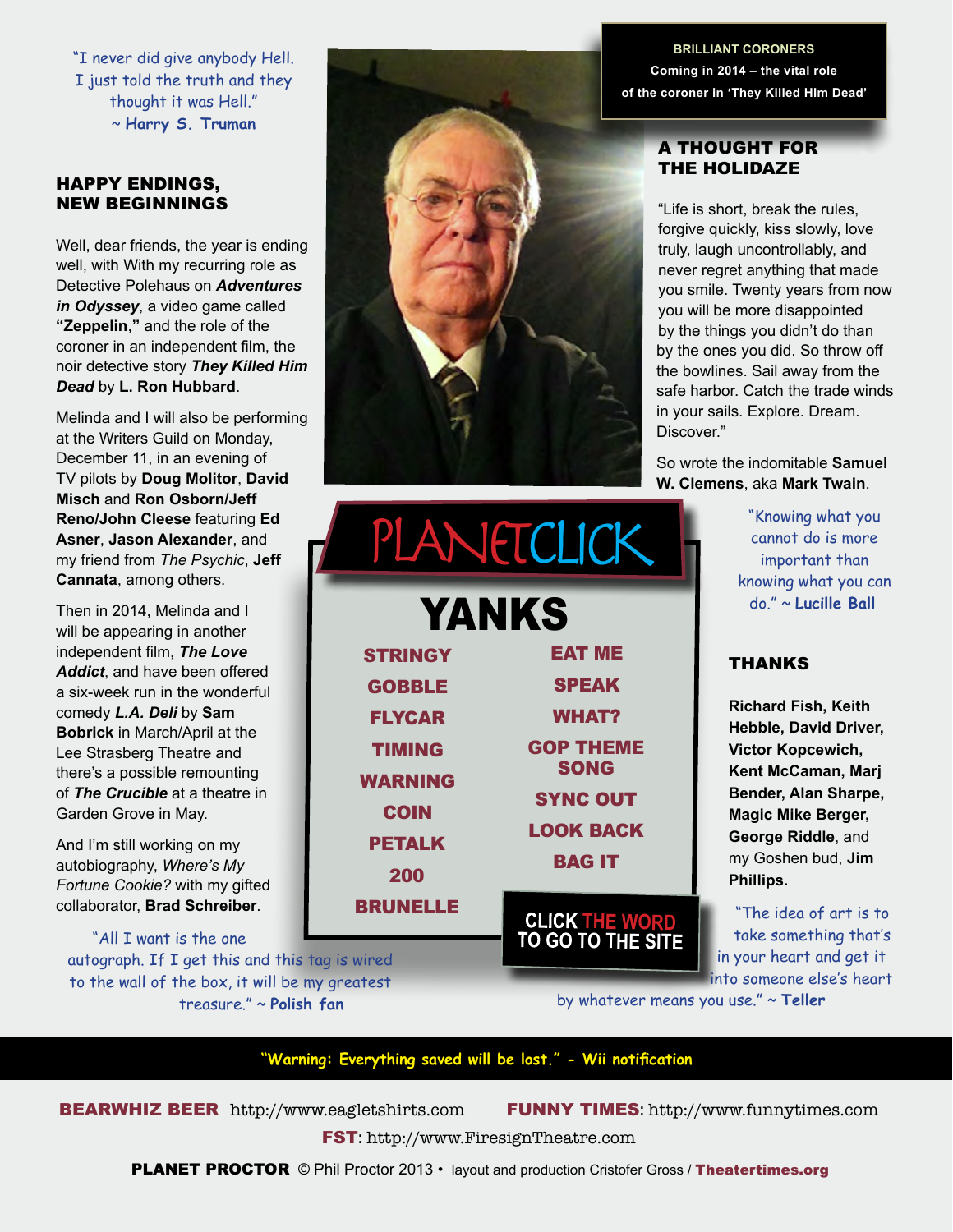"I never did give anybody Hell. I just told the truth and they thought it was Hell." ~ **Harry S. Truman**

## HAPPY ENDINGS, NEW BEGINNINGS

Well, dear friends, the year is ending well, with With my recurring role as Detective Polehaus on ***Adventures in Odyssey***, a video game called **"Zeppelin,"** and the role of the coroner in an independent film, the noir detective story ***They Killed Him Dead*** by **L. Ron Hubbard**.

Melinda and I will also be performing at the Writers Guild on Monday, December 11, in an evening of TV pilots by **Doug Molitor**, **David Misch** and **Ron Osborn/Jeff Reno/John Cleese** featuring **Ed Asner**, **Jason Alexander**, and my friend from *The Psychic*, **Jeff Cannata**, among others.

Then in 2014, Melinda and I will be appearing in another independent film, ***The Love Addict***, and have been offered a six-week run in the wonderful comedy ***L.A. Deli*** by **Sam Bobrick** in March/April at the Lee Strasberg Theatre and there's a possible remounting of ***The Crucible*** at a theatre in Garden Grove in May.

And I'm still working on my autobiography, *Where's My Fortune Cookie?* with my gifted collaborator, **Brad Schreiber**.

"All I want is the one autograph. If I get this and this tag is wired to the wall of the box, it will be my greatest treasure." ~ **Polish fan**

**BRILLIANT CORONERS**
**Coming in 2014 – the vital role of the coroner in 'They Killed HIm Dead'**

## A THOUGHT FOR THE HOLIDAZE

"Life is short, break the rules, forgive quickly, kiss slowly, love truly, laugh uncontrollably, and never regret anything that made you smile. Twenty years from now you will be more disappointed by the things you didn't do than by the ones you did. So throw off the bowlines. Sail away from the safe harbor. Catch the trade winds in your sails. Explore. Dream. Discover."

So wrote the indomitable **Samuel W. Clemens**, aka **Mark Twain**.

"Knowing what you cannot do is more important than knowing what you can do." ~ **Lucille Ball**

## PLANETCLICK

## YANKS

STRINGY
GOBBLE
FLYCAR
TIMING
WARNING
COIN
PETALK
200
BRUNELLE
EAT ME
SPEAK
WHAT?
GOP THEME SONG
SYNC OUT
LOOK BACK
BAG IT

**CLICK THE WORD TO GO TO THE SITE**

## THANKS

**Richard Fish, Keith Hebble, David Driver, Victor Kopcewich, Kent McCaman, Marj Bender, Alan Sharpe, Magic Mike Berger, George Riddle**, and my Goshen bud, **Jim Phillips.**

"The idea of art is to take something that's in your heart and get it into someone else's heart by whatever means you use." ~ **Teller**

**"Warning: Everything saved will be lost." - Wii notification**

**BEARWHIZ BEER** http://www.eagletshirts.com **FUNNY TIMES**: http://www.funnytimes.com

**FST:** http://www.FiresignTheatre.com

**PLANET PROCTOR** © Phil Proctor 2013 • layout and production Cristofer Gross / **Theatertimes.org**